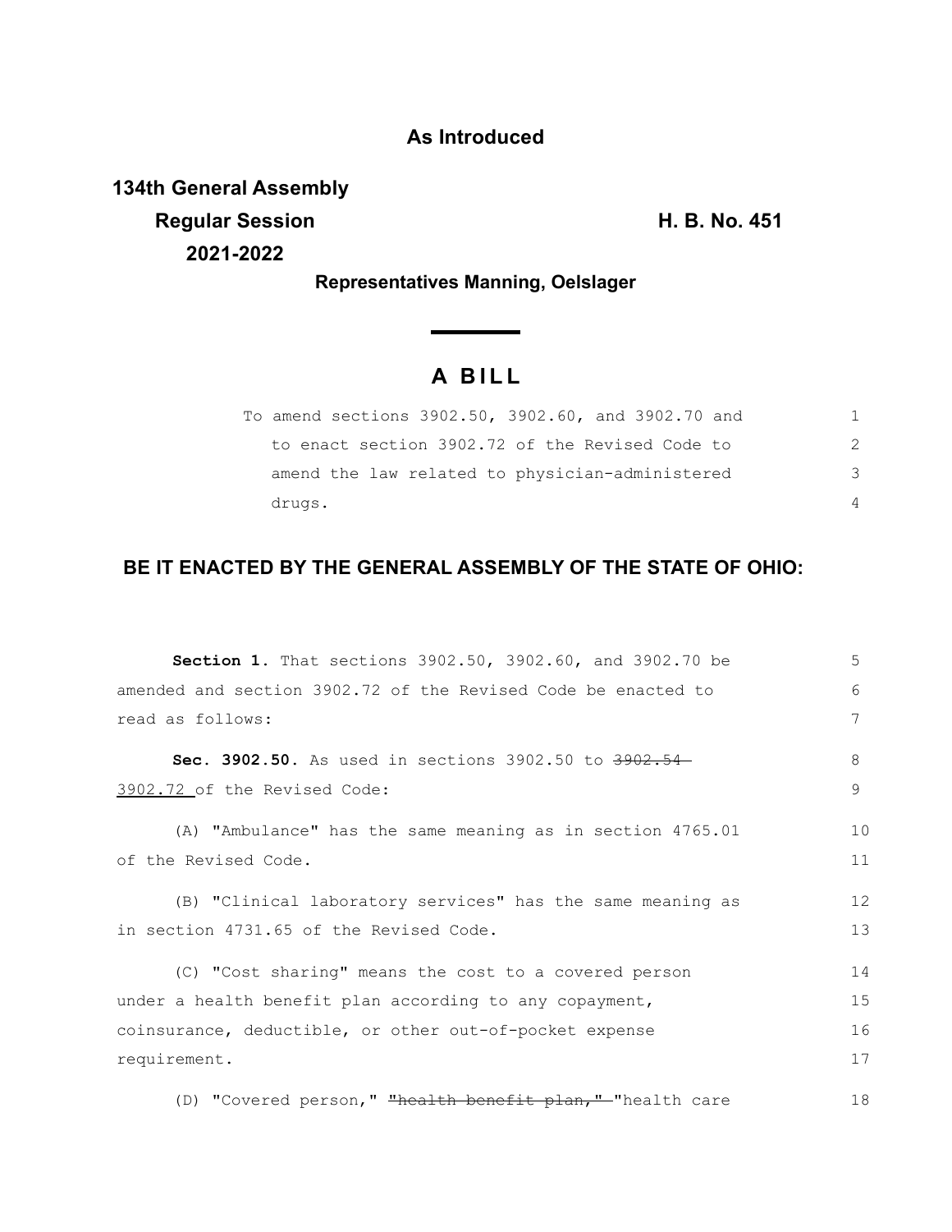**As Introduced**

**134th General Assembly**
**Regular Session** **H. B. No. 451**
**2021-2022**

**Representatives Manning, Oelslager**

---

# A BILL

To amend sections 3902.50, 3902.60, and 3902.70 and to enact section 3902.72 of the Revised Code to amend the law related to physician-administered drugs.

**BE IT ENACTED BY THE GENERAL ASSEMBLY OF THE STATE OF OHIO:**

**Section 1.** That sections 3902.50, 3902.60, and 3902.70 be amended and section 3902.72 of the Revised Code be enacted to read as follows:

**Sec. 3902.50.** As used in sections 3902.50 to ~~3902.54~~ 3902.72 of the Revised Code:

(A) "Ambulance" has the same meaning as in section 4765.01 of the Revised Code.

(B) "Clinical laboratory services" has the same meaning as in section 4731.65 of the Revised Code.

(C) "Cost sharing" means the cost to a covered person under a health benefit plan according to any copayment, coinsurance, deductible, or other out-of-pocket expense requirement.

(D) "Covered person," ~~"health benefit plan,"~~ "health care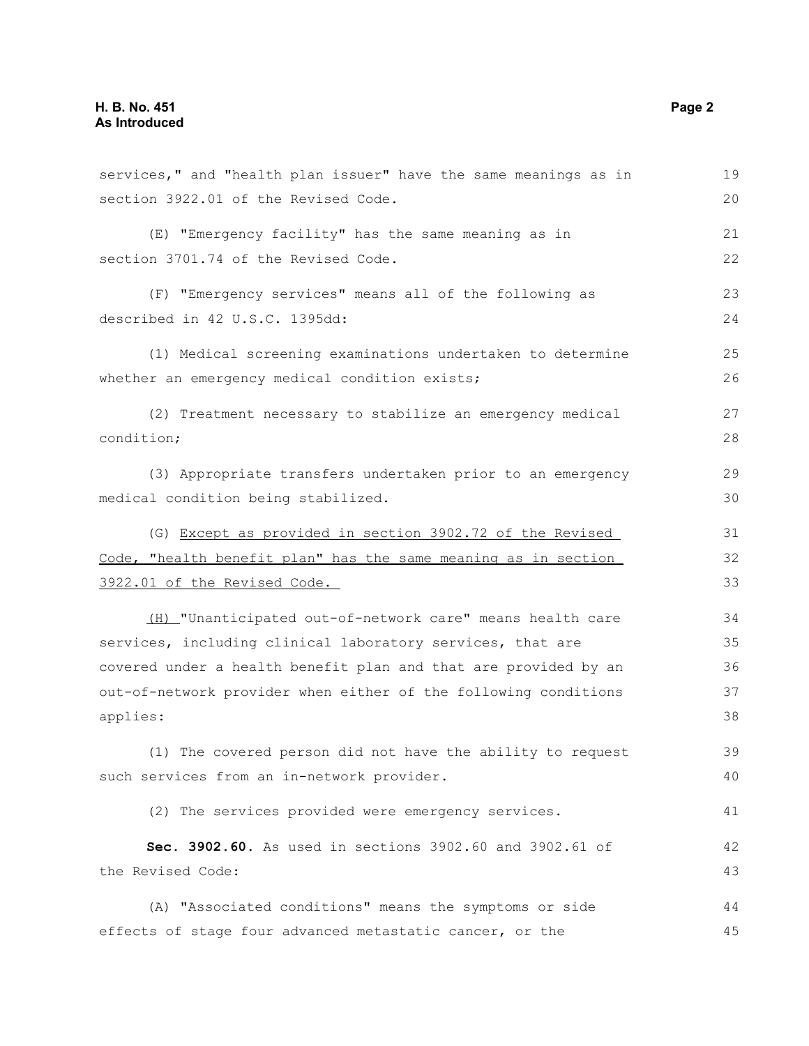services," and "health plan issuer" have the same meanings as in section 3922.01 of the Revised Code.

(E) "Emergency facility" has the same meaning as in section 3701.74 of the Revised Code.

(F) "Emergency services" means all of the following as described in 42 U.S.C. 1395dd:

(1) Medical screening examinations undertaken to determine whether an emergency medical condition exists;

(2) Treatment necessary to stabilize an emergency medical condition;

(3) Appropriate transfers undertaken prior to an emergency medical condition being stabilized.

(G) Except as provided in section 3902.72 of the Revised Code, "health benefit plan" has the same meaning as in section 3922.01 of the Revised Code.

(H) "Unanticipated out-of-network care" means health care services, including clinical laboratory services, that are covered under a health benefit plan and that are provided by an out-of-network provider when either of the following conditions applies:

(1) The covered person did not have the ability to request such services from an in-network provider.

(2) The services provided were emergency services.

**Sec. 3902.60.** As used in sections 3902.60 and 3902.61 of the Revised Code:

(A) "Associated conditions" means the symptoms or side effects of stage four advanced metastatic cancer, or the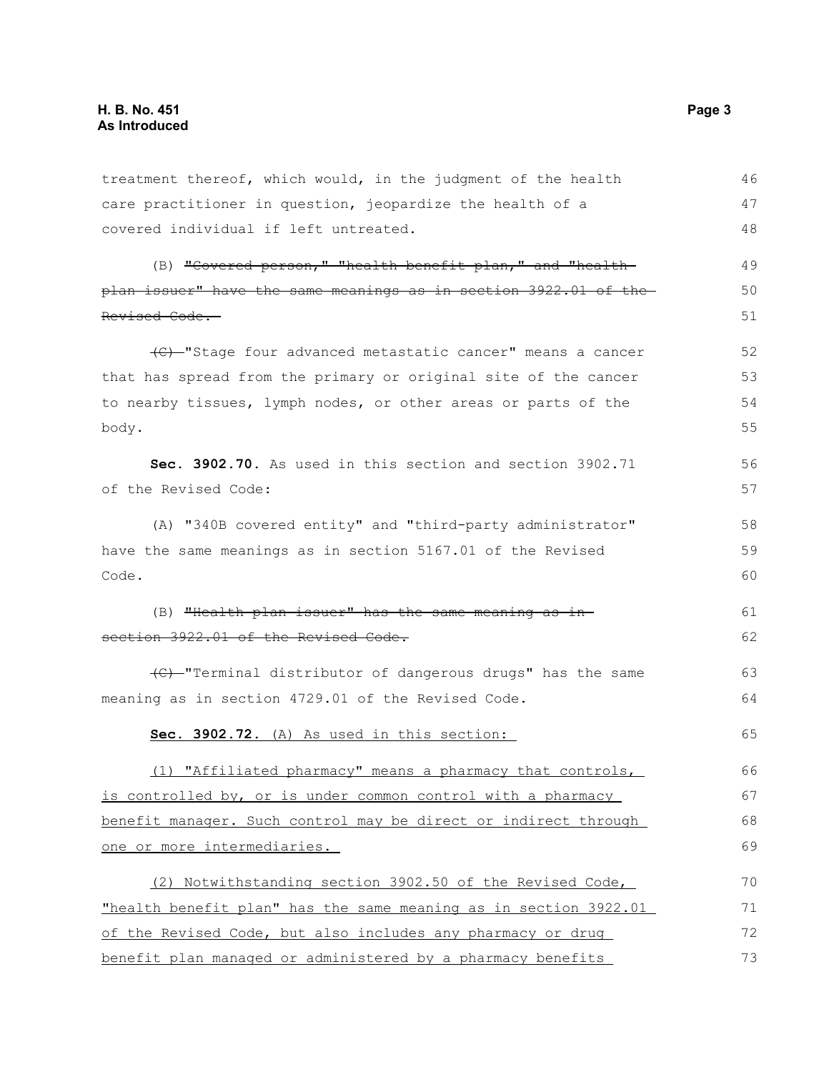treatment thereof, which would, in the judgment of the health care practitioner in question, jeopardize the health of a covered individual if left untreated.

(B) ~~"Covered person," "health benefit plan," and "health plan issuer" have the same meanings as in section 3922.01 of the Revised Code.~~

~~(C)~~ "Stage four advanced metastatic cancer" means a cancer that has spread from the primary or original site of the cancer to nearby tissues, lymph nodes, or other areas or parts of the body.

**Sec. 3902.70.** As used in this section and section 3902.71 of the Revised Code:

(A) "340B covered entity" and "third-party administrator" have the same meanings as in section 5167.01 of the Revised Code.

(B) ~~"Health plan issuer" has the same meaning as in section 3922.01 of the Revised Code.~~

~~(C)~~ "Terminal distributor of dangerous drugs" has the same meaning as in section 4729.01 of the Revised Code.

**Sec. 3902.72.** <u>(A) As used in this section:</u>

<u>(1) "Affiliated pharmacy" means a pharmacy that controls, is controlled by, or is under common control with a pharmacy benefit manager. Such control may be direct or indirect through one or more intermediaries.</u>

<u>(2) Notwithstanding section 3902.50 of the Revised Code, "health benefit plan" has the same meaning as in section 3922.01 of the Revised Code, but also includes any pharmacy or drug benefit plan managed or administered by a pharmacy benefits</u>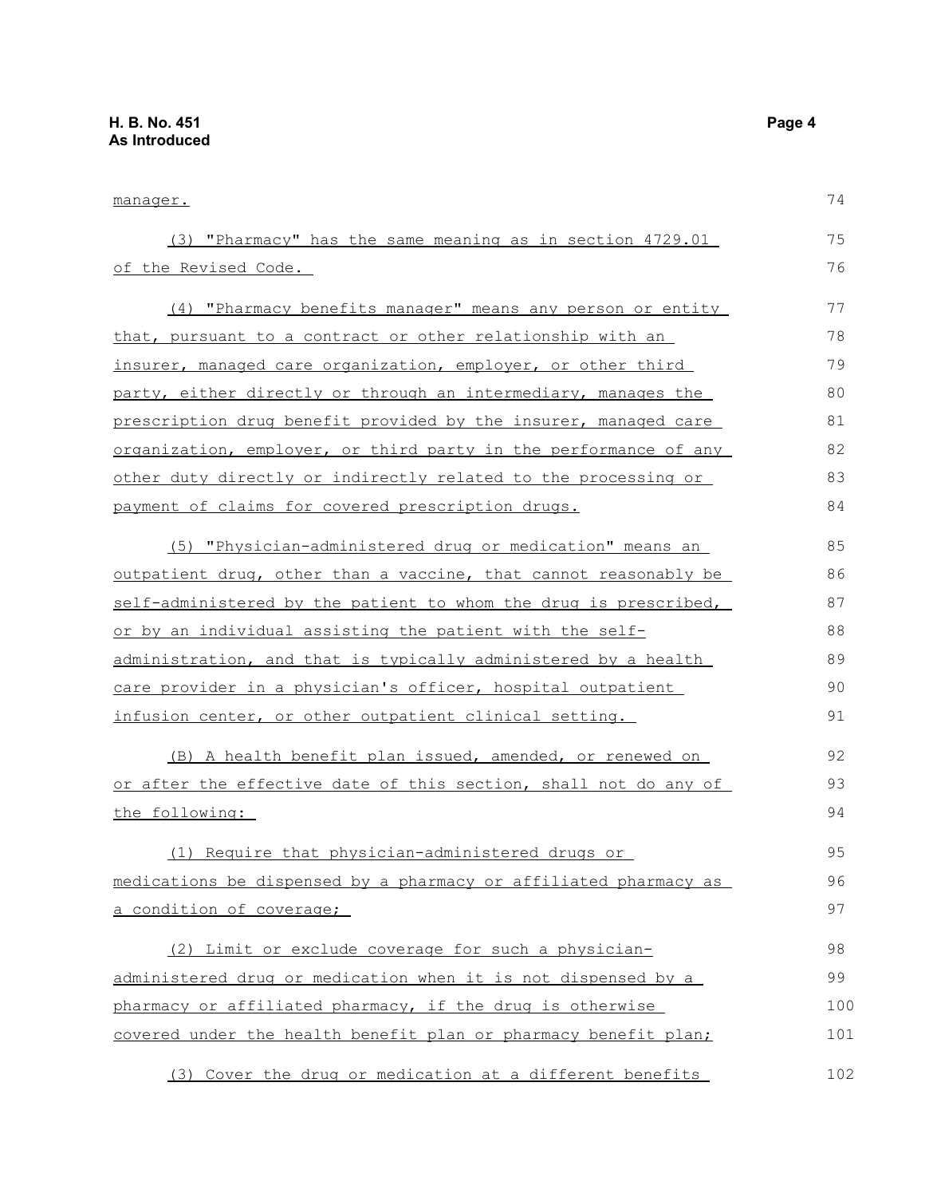manager.

(3) "Pharmacy" has the same meaning as in section 4729.01 of the Revised Code.

(4) "Pharmacy benefits manager" means any person or entity that, pursuant to a contract or other relationship with an insurer, managed care organization, employer, or other third party, either directly or through an intermediary, manages the prescription drug benefit provided by the insurer, managed care organization, employer, or third party in the performance of any other duty directly or indirectly related to the processing or payment of claims for covered prescription drugs.

(5) "Physician-administered drug or medication" means an outpatient drug, other than a vaccine, that cannot reasonably be self-administered by the patient to whom the drug is prescribed, or by an individual assisting the patient with the self-administration, and that is typically administered by a health care provider in a physician's officer, hospital outpatient infusion center, or other outpatient clinical setting.

(B) A health benefit plan issued, amended, or renewed on or after the effective date of this section, shall not do any of the following:

(1) Require that physician-administered drugs or medications be dispensed by a pharmacy or affiliated pharmacy as a condition of coverage;

(2) Limit or exclude coverage for such a physician-administered drug or medication when it is not dispensed by a pharmacy or affiliated pharmacy, if the drug is otherwise covered under the health benefit plan or pharmacy benefit plan;

(3) Cover the drug or medication at a different benefits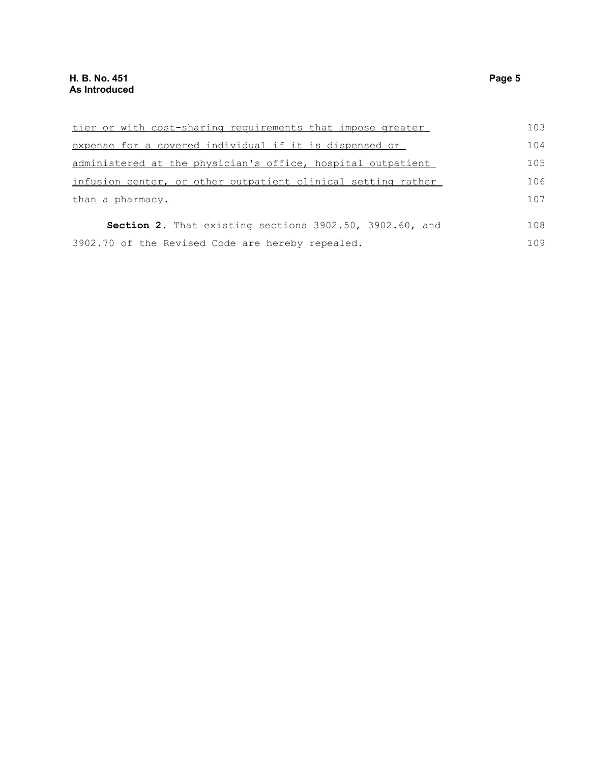tier or with cost-sharing requirements that impose greater expense for a covered individual if it is dispensed or administered at the physician's office, hospital outpatient infusion center, or other outpatient clinical setting rather than a pharmacy.

**Section 2.** That existing sections 3902.50, 3902.60, and 3902.70 of the Revised Code are hereby repealed.